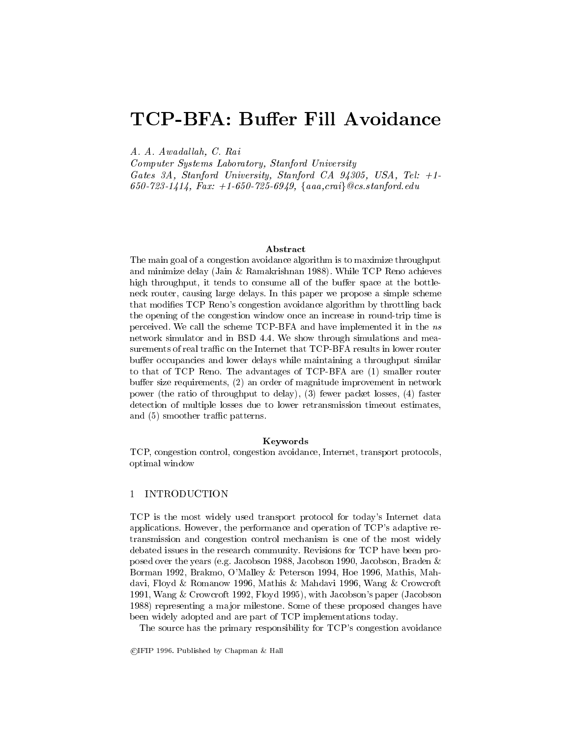# TCP-BFA: Buffer Fill Avoidance

*A. A. Awadallah, C. Rai*
*Computer Systems Laboratory, Stanford University*
*Gates 3A, Stanford University, Stanford CA 94305, USA, Tel: +1-650-723-1414, Fax: +1-650-725-6949, {aaa,crai}@cs.stanford.edu*

**Abstract**

The main goal of a congestion avoidance algorithm is to maximize throughput and minimize delay (Jain & Ramakrishnan 1988). While TCP Reno achieves high throughput, it tends to consume all of the buffer space at the bottleneck router, causing large delays. In this paper we propose a simple scheme that modifies TCP Reno's congestion avoidance algorithm by throttling back the opening of the congestion window once an increase in round-trip time is perceived. We call the scheme TCP-BFA and have implemented it in the *ns* network simulator and in BSD 4.4. We show through simulations and measurements of real traffic on the Internet that TCP-BFA results in lower router buffer occupancies and lower delays while maintaining a throughput similar to that of TCP Reno. The advantages of TCP-BFA are (1) smaller router buffer size requirements, (2) an order of magnitude improvement in network power (the ratio of throughput to delay), (3) fewer packet losses, (4) faster detection of multiple losses due to lower retransmission timeout estimates, and (5) smoother traffic patterns.

**Keywords**

TCP, congestion control, congestion avoidance, Internet, transport protocols, optimal window

## 1 INTRODUCTION

TCP is the most widely used transport protocol for today's Internet data applications. However, the performance and operation of TCP's adaptive retransmission and congestion control mechanism is one of the most widely debated issues in the research community. Revisions for TCP have been proposed over the years (e.g. Jacobson 1988, Jacobson 1990, Jacobson, Braden & Borman 1992, Brakmo, O'Malley & Peterson 1994, Hoe 1996, Mathis, Mahdavi, Floyd & Romanow 1996, Mathis & Mahdavi 1996, Wang & Crowcroft 1991, Wang & Crowcroft 1992, Floyd 1995), with Jacobson's paper (Jacobson 1988) representing a major milestone. Some of these proposed changes have been widely adopted and are part of TCP implementations today.

The source has the primary responsibility for TCP's congestion avoidance

©IFIP 1996. Published by Chapman & Hall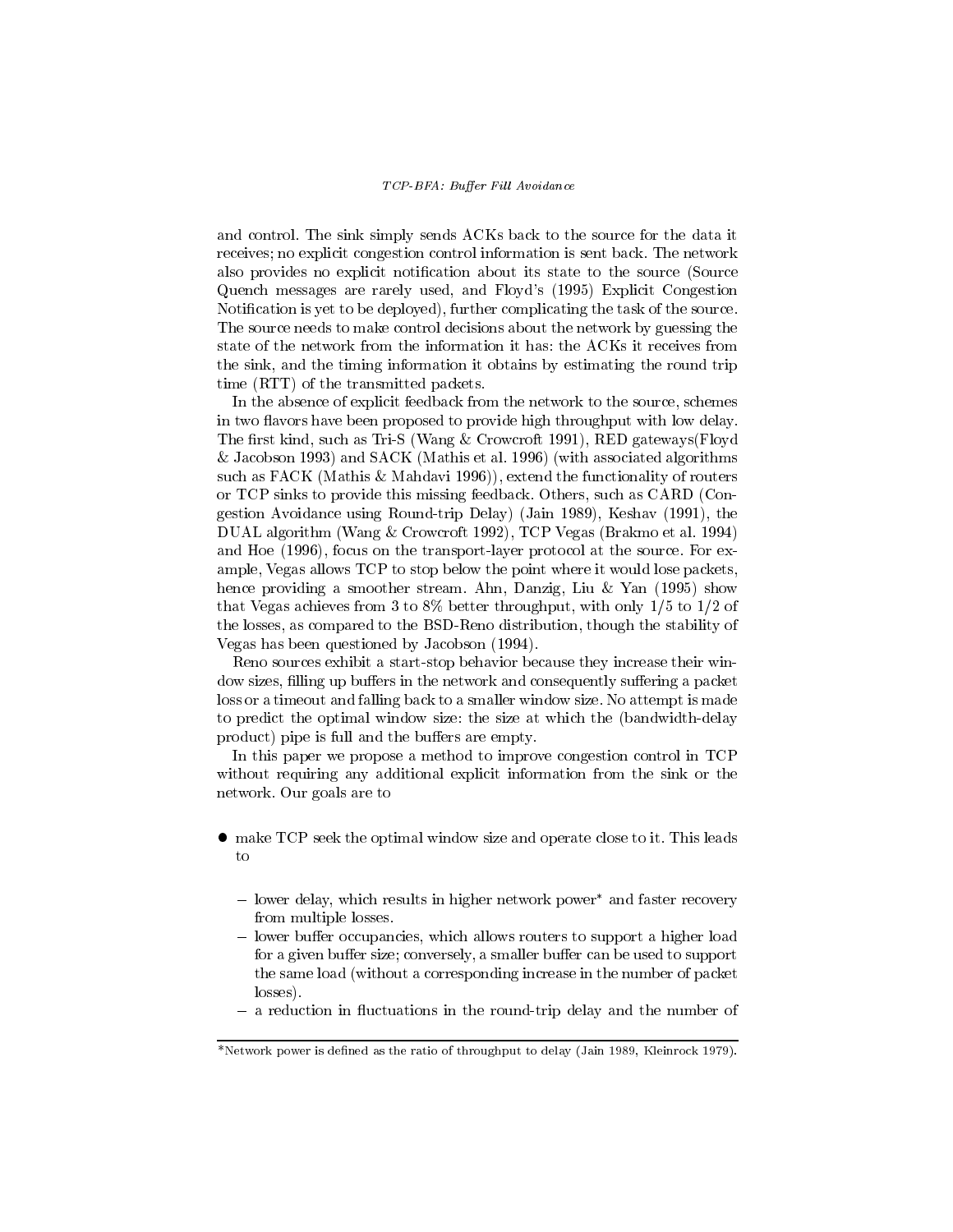and control. The sink simply sends ACKs back to the source for the data it receives; no explicit congestion control information is sent back. The network also provides no explicit notification about its state to the source (Source Quench messages are rarely used, and Floyd's (1995) Explicit Congestion Notification is yet to be deployed), further complicating the task of the source. The source needs to make control decisions about the network by guessing the state of the network from the information it has: the ACKs it receives from the sink, and the timing information it obtains by estimating the round trip time (RTT) of the transmitted packets.

In the absence of explicit feedback from the network to the source, schemes in two flavors have been proposed to provide high throughput with low delay. The first kind, such as Tri-S (Wang & Crowcroft 1991), RED gateways(Floyd & Jacobson 1993) and SACK (Mathis et al. 1996) (with associated algorithms such as FACK (Mathis & Mahdavi 1996)), extend the functionality of routers or TCP sinks to provide this missing feedback. Others, such as CARD (Congestion Avoidance using Round-trip Delay) (Jain 1989), Keshav (1991), the DUAL algorithm (Wang & Crowcroft 1992), TCP Vegas (Brakmo et al. 1994) and Hoe (1996), focus on the transport-layer protocol at the source. For example, Vegas allows TCP to stop below the point where it would lose packets, hence providing a smoother stream. Ahn, Danzig, Liu & Yan (1995) show that Vegas achieves from 3 to 8% better throughput, with only 1/5 to 1/2 of the losses, as compared to the BSD-Reno distribution, though the stability of Vegas has been questioned by Jacobson (1994).

Reno sources exhibit a start-stop behavior because they increase their window sizes, filling up buffers in the network and consequently suffering a packet loss or a timeout and falling back to a smaller window size. No attempt is made to predict the optimal window size: the size at which the (bandwidth-delay product) pipe is full and the buffers are empty.

In this paper we propose a method to improve congestion control in TCP without requiring any additional explicit information from the sink or the network. Our goals are to

- make TCP seek the optimal window size and operate close to it. This leads to
  - lower delay, which results in higher network power* and faster recovery from multiple losses.
  - lower buffer occupancies, which allows routers to support a higher load for a given buffer size; conversely, a smaller buffer can be used to support the same load (without a corresponding increase in the number of packet losses).
  - a reduction in fluctuations in the round-trip delay and the number of

*Network power is defined as the ratio of throughput to delay (Jain 1989, Kleinrock 1979).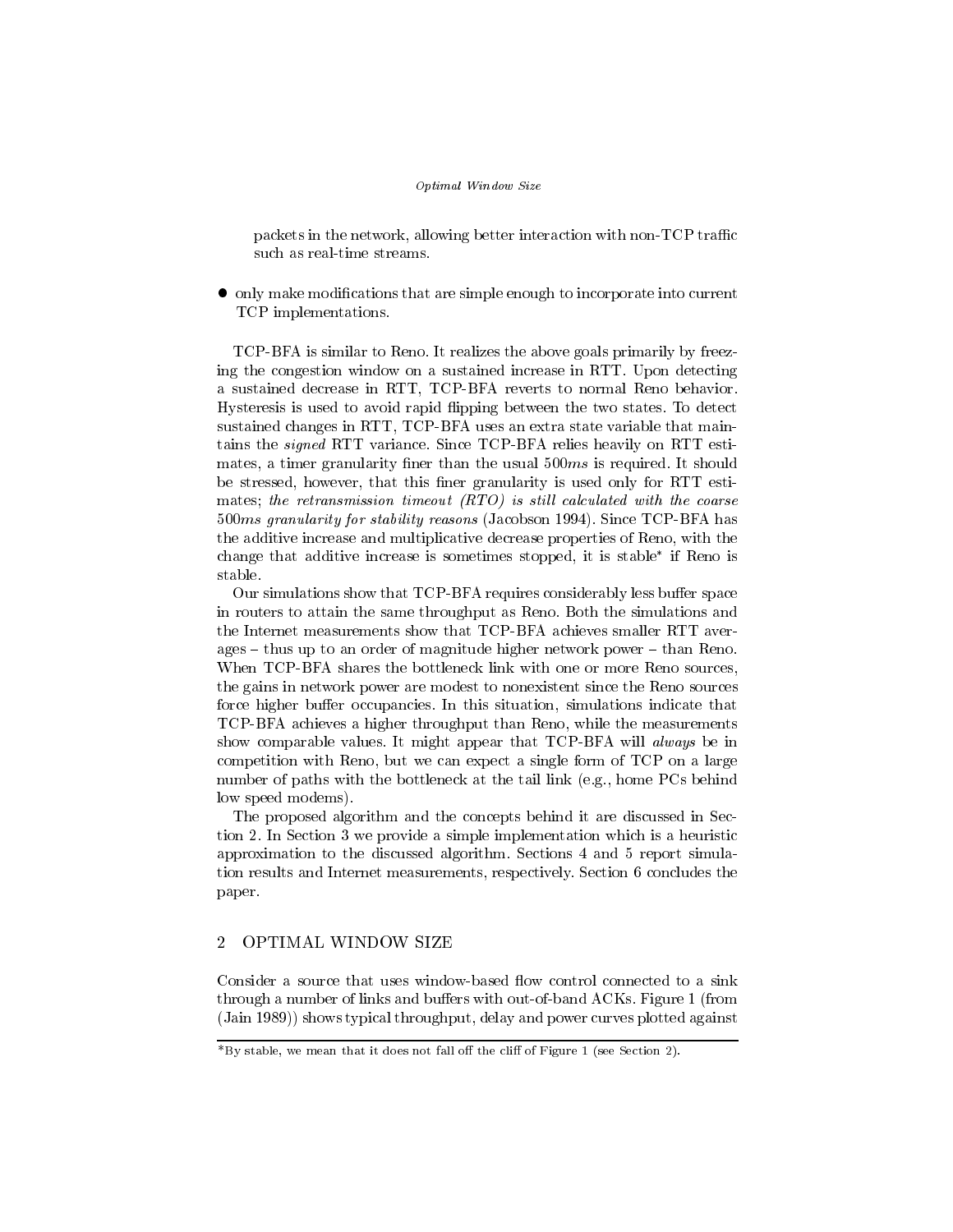packets in the network, allowing better interaction with non-TCP traffic such as real-time streams.

- only make modifications that are simple enough to incorporate into current TCP implementations.

TCP-BFA is similar to Reno. It realizes the above goals primarily by freezing the congestion window on a sustained increase in RTT. Upon detecting a sustained decrease in RTT, TCP-BFA reverts to normal Reno behavior. Hysteresis is used to avoid rapid flipping between the two states. To detect sustained changes in RTT, TCP-BFA uses an extra state variable that maintains the *signed* RTT variance. Since TCP-BFA relies heavily on RTT estimates, a timer granularity finer than the usual $500ms$ is required. It should be stressed, however, that this finer granularity is used only for RTT estimates; *the retransmission timeout (RTO) is still calculated with the coarse* $500ms$ *granularity for stability reasons* (Jacobson 1994). Since TCP-BFA has the additive increase and multiplicative decrease properties of Reno, with the change that additive increase is sometimes stopped, it is stable* if Reno is stable.

Our simulations show that TCP-BFA requires considerably less buffer space in routers to attain the same throughput as Reno. Both the simulations and the Internet measurements show that TCP-BFA achieves smaller RTT averages – thus up to an order of magnitude higher network power – than Reno. When TCP-BFA shares the bottleneck link with one or more Reno sources, the gains in network power are modest to nonexistent since the Reno sources force higher buffer occupancies. In this situation, simulations indicate that TCP-BFA achieves a higher throughput than Reno, while the measurements show comparable values. It might appear that TCP-BFA will *always* be in competition with Reno, but we can expect a single form of TCP on a large number of paths with the bottleneck at the tail link (e.g., home PCs behind low speed modems).

The proposed algorithm and the concepts behind it are discussed in Section 2. In Section 3 we provide a simple implementation which is a heuristic approximation to the discussed algorithm. Sections 4 and 5 report simulation results and Internet measurements, respectively. Section 6 concludes the paper.

## 2 OPTIMAL WINDOW SIZE

Consider a source that uses window-based flow control connected to a sink through a number of links and buffers with out-of-band ACKs. Figure 1 (from (Jain 1989)) shows typical throughput, delay and power curves plotted against

*By stable, we mean that it does not fall off the cliff of Figure 1 (see Section 2).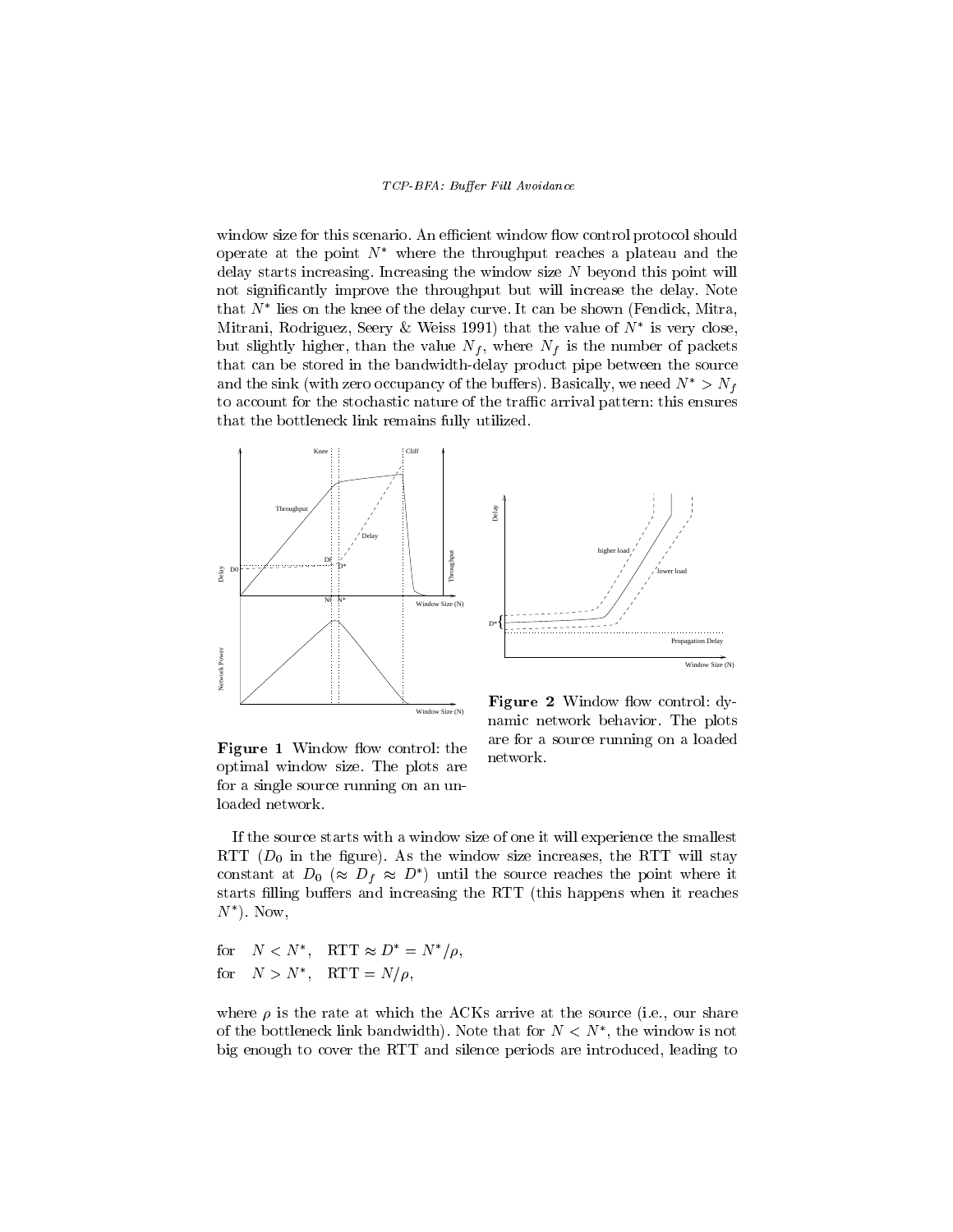window size for this scenario. An efficient window flow control protocol should operate at the point $N^*$ where the throughput reaches a plateau and the delay starts increasing. Increasing the window size $N$ beyond this point will not significantly improve the throughput but will increase the delay. Note that $N^*$ lies on the knee of the delay curve. It can be shown (Fendick, Mitra, Mitrani, Rodriguez, Seery & Weiss 1991) that the value of $N^*$ is very close, but slightly higher, than the value $N_f$, where $N_f$ is the number of packets that can be stored in the bandwidth-delay product pipe between the source and the sink (with zero occupancy of the buffers). Basically, we need $N^* > N_f$ to account for the stochastic nature of the traffic arrival pattern: this ensures that the bottleneck link remains fully utilized.

**Figure 1** Window flow control: the optimal window size. The plots are for a single source running on an unloaded network.

**Figure 2** Window flow control: dynamic network behavior. The plots are for a source running on a loaded network.

If the source starts with a window size of one it will experience the smallest RTT ($D_0$ in the figure). As the window size increases, the RTT will stay constant at $D_0$ ($\approx D_f \approx D^*$) until the source reaches the point where it starts filling buffers and increasing the RTT (this happens when it reaches $N^*$). Now,

$$\text{for} \quad N < N^*, \quad \text{RTT} \approx D^* = N^*/\rho,$$
$$\text{for} \quad N > N^*, \quad \text{RTT} = N/\rho,$$

where $\rho$ is the rate at which the ACKs arrive at the source (i.e., our share of the bottleneck link bandwidth). Note that for $N < N^*$, the window is not big enough to cover the RTT and silence periods are introduced, leading to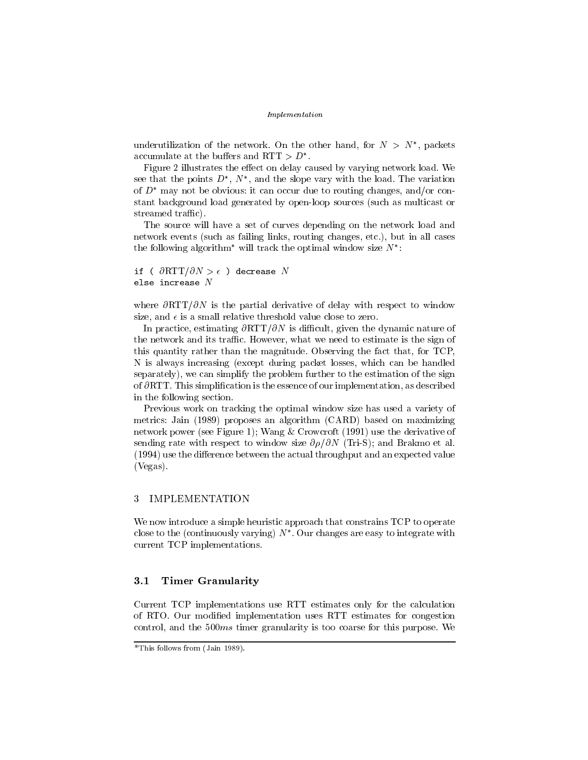underutilization of the network. On the other hand, for $N > N^*$, packets accumulate at the buffers and $\text{RTT} > D^*$.

Figure 2 illustrates the effect on delay caused by varying network load. We see that the points $D^*$, $N^*$, and the slope vary with the load. The variation of $D^*$ may not be obvious: it can occur due to routing changes, and/or constant background load generated by open-loop sources (such as multicast or streamed traffic).

The source will have a set of curves depending on the network load and network events (such as failing links, routing changes, etc.), but in all cases the following algorithm* will track the optimal window size $N^*$:

```
if ( ∂RTT/∂N > ε ) decrease N
else increase N
```

where $\partial\text{RTT}/\partial N$ is the partial derivative of delay with respect to window size, and $\epsilon$ is a small relative threshold value close to zero.

In practice, estimating $\partial\text{RTT}/\partial N$ is difficult, given the dynamic nature of the network and its traffic. However, what we need to estimate is the sign of this quantity rather than the magnitude. Observing the fact that, for TCP, N is always increasing (except during packet losses, which can be handled separately), we can simplify the problem further to the estimation of the sign of $\partial\text{RTT}$. This simplification is the essence of our implementation, as described in the following section.

Previous work on tracking the optimal window size has used a variety of metrics: Jain (1989) proposes an algorithm (CARD) based on maximizing network power (see Figure 1); Wang & Crowcroft (1991) use the derivative of sending rate with respect to window size $\partial\rho/\partial N$ (Tri-S); and Brakmo et al. (1994) use the difference between the actual throughput and an expected value (Vegas).

## 3 IMPLEMENTATION

We now introduce a simple heuristic approach that constrains TCP to operate close to the (continuously varying) $N^*$. Our changes are easy to integrate with current TCP implementations.

### 3.1 Timer Granularity

Current TCP implementations use RTT estimates only for the calculation of RTO. Our modified implementation uses RTT estimates for congestion control, and the $500ms$ timer granularity is too coarse for this purpose. We

*This follows from (Jain 1989).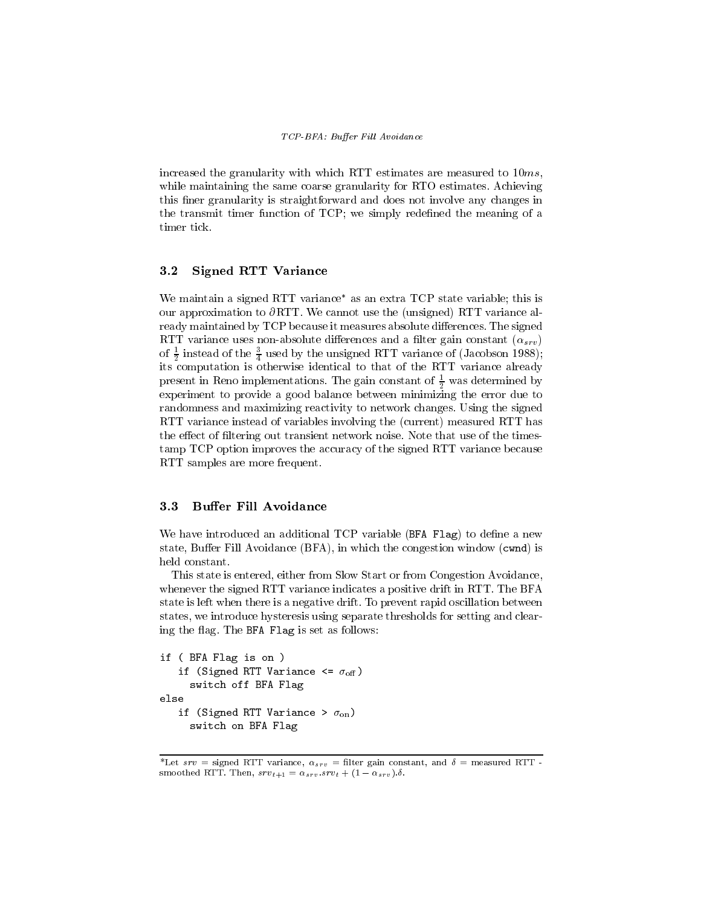increased the granularity with which RTT estimates are measured to $10ms$, while maintaining the same coarse granularity for RTO estimates. Achieving this finer granularity is straightforward and does not involve any changes in the transmit timer function of TCP; we simply redefined the meaning of a timer tick.

### 3.2 Signed RTT Variance

We maintain a signed RTT variance* as an extra TCP state variable; this is our approximation to $\partial$RTT. We cannot use the (unsigned) RTT variance already maintained by TCP because it measures absolute differences. The signed RTT variance uses non-absolute differences and a filter gain constant ($\alpha_{srv}$) of $\frac{1}{2}$ instead of the $\frac{3}{4}$ used by the unsigned RTT variance of (Jacobson 1988); its computation is otherwise identical to that of the RTT variance already present in Reno implementations. The gain constant of $\frac{1}{2}$ was determined by experiment to provide a good balance between minimizing the error due to randomness and maximizing reactivity to network changes. Using the signed RTT variance instead of variables involving the (current) measured RTT has the effect of filtering out transient network noise. Note that use of the timestamp TCP option improves the accuracy of the signed RTT variance because RTT samples are more frequent.

### 3.3 Buffer Fill Avoidance

We have introduced an additional TCP variable (`BFA Flag`) to define a new state, Buffer Fill Avoidance (BFA), in which the congestion window (`cwnd`) is held constant.

This state is entered, either from Slow Start or from Congestion Avoidance, whenever the signed RTT variance indicates a positive drift in RTT. The BFA state is left when there is a negative drift. To prevent rapid oscillation between states, we introduce hysteresis using separate thresholds for setting and clearing the flag. The `BFA Flag` is set as follows:

```
if ( BFA Flag is on )
   if (Signed RTT Variance <= σ_off )
     switch off BFA Flag
else
   if (Signed RTT Variance > σ_on)
     switch on BFA Flag
```

*Let $srv$ = signed RTT variance, $\alpha_{srv}$ = filter gain constant, and $\delta$ = measured RTT - smoothed RTT. Then, $srv_{t+1} = \alpha_{srv}.srv_t + (1 - \alpha_{srv}).\delta$.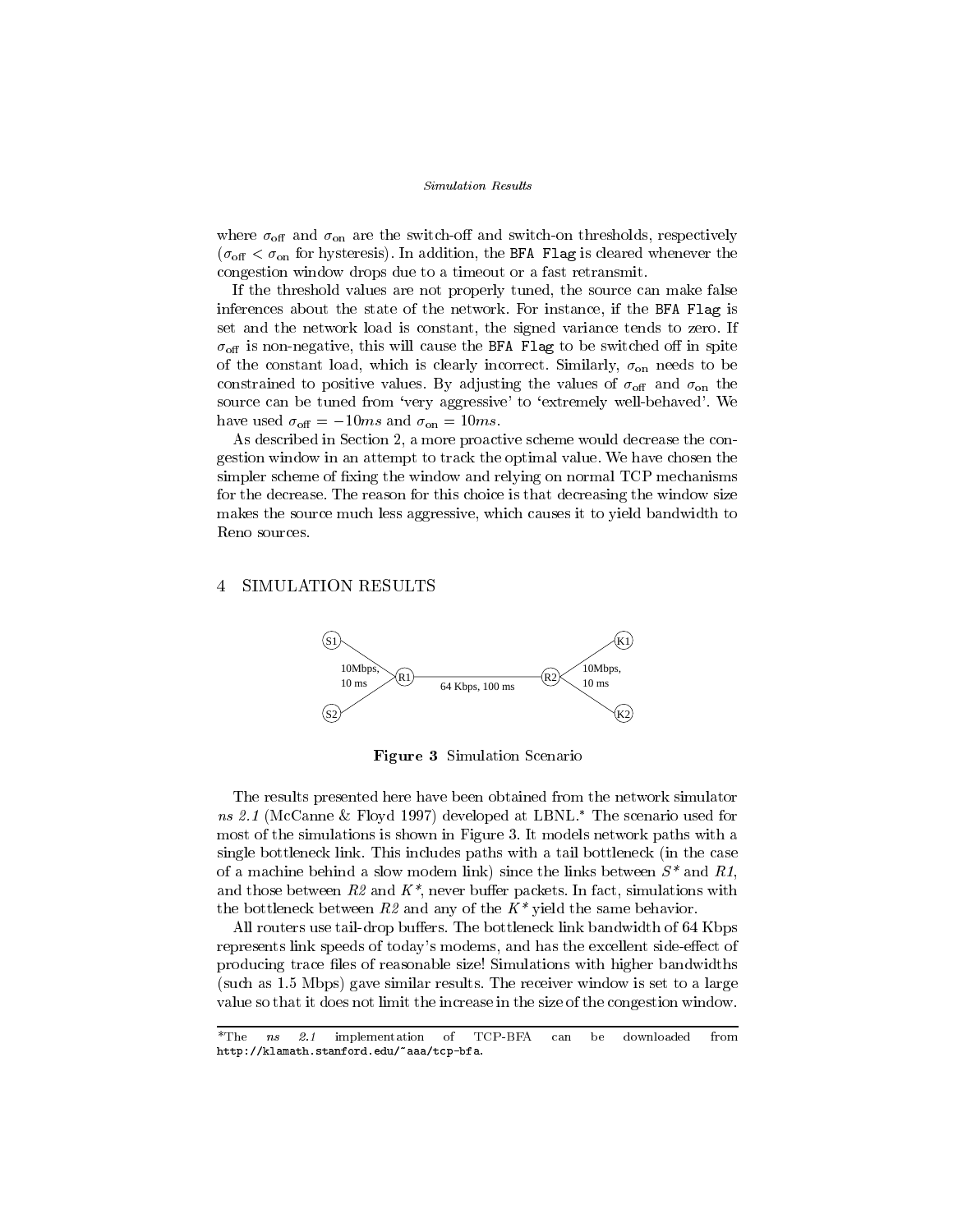where $\sigma_{\text{off}}$ and $\sigma_{\text{on}}$ are the switch-off and switch-on thresholds, respectively ($\sigma_{\text{off}} < \sigma_{\text{on}}$ for hysteresis). In addition, the `BFA Flag` is cleared whenever the congestion window drops due to a timeout or a fast retransmit.

If the threshold values are not properly tuned, the source can make false inferences about the state of the network. For instance, if the `BFA Flag` is set and the network load is constant, the signed variance tends to zero. If $\sigma_{\text{off}}$ is non-negative, this will cause the `BFA Flag` to be switched off in spite of the constant load, which is clearly incorrect. Similarly, $\sigma_{\text{on}}$ needs to be constrained to positive values. By adjusting the values of $\sigma_{\text{off}}$ and $\sigma_{\text{on}}$ the source can be tuned from 'very aggressive' to 'extremely well-behaved'. We have used $\sigma_{\text{off}} = -10ms$ and $\sigma_{\text{on}} = 10ms$.

As described in Section 2, a more proactive scheme would decrease the congestion window in an attempt to track the optimal value. We have chosen the simpler scheme of fixing the window and relying on normal TCP mechanisms for the decrease. The reason for this choice is that decreasing the window size makes the source much less aggressive, which causes it to yield bandwidth to Reno sources.

# 4 SIMULATION RESULTS

S1, S2 — 10Mbps, 10 ms — R1 — 64 Kbps, 100 ms — R2 — 10Mbps, 10 ms — K1, K2

**Figure 3** Simulation Scenario

The results presented here have been obtained from the network simulator *ns 2.1* (McCanne & Floyd 1997) developed at LBNL.* The scenario used for most of the simulations is shown in Figure 3. It models network paths with a single bottleneck link. This includes paths with a tail bottleneck (in the case of a machine behind a slow modem link) since the links between *S** and *R1*, and those between *R2* and *K**, never buffer packets. In fact, simulations with the bottleneck between *R2* and any of the *K** yield the same behavior.

All routers use tail-drop buffers. The bottleneck link bandwidth of 64 Kbps represents link speeds of today's modems, and has the excellent side-effect of producing trace files of reasonable size! Simulations with higher bandwidths (such as 1.5 Mbps) gave similar results. The receiver window is set to a large value so that it does not limit the increase in the size of the congestion window.

*The *ns 2.1* implementation of TCP-BFA can be downloaded from `http://klamath.stanford.edu/~aaa/tcp-bfa`.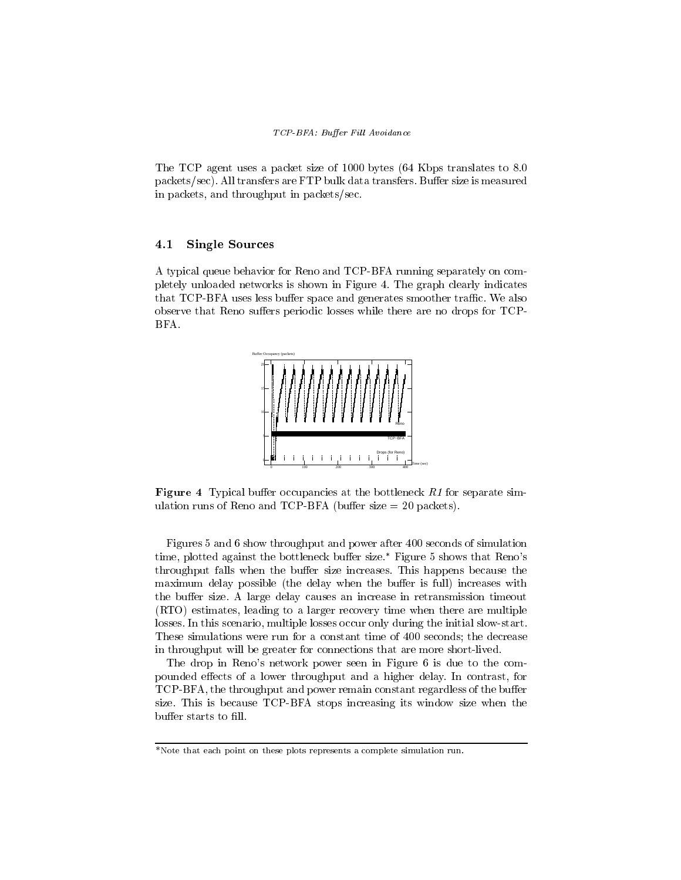The TCP agent uses a packet size of 1000 bytes (64 Kbps translates to 8.0 packets/sec). All transfers are FTP bulk data transfers. Buffer size is measured in packets, and throughput in packets/sec.

### 4.1 Single Sources

A typical queue behavior for Reno and TCP-BFA running separately on completely unloaded networks is shown in Figure 4. The graph clearly indicates that TCP-BFA uses less buffer space and generates smoother traffic. We also observe that Reno suffers periodic losses while there are no drops for TCP-BFA.

**Figure 4** Typical buffer occupancies at the bottleneck *R1* for separate simulation runs of Reno and TCP-BFA (buffer size = 20 packets).

Figures 5 and 6 show throughput and power after 400 seconds of simulation time, plotted against the bottleneck buffer size.* Figure 5 shows that Reno's throughput falls when the buffer size increases. This happens because the maximum delay possible (the delay when the buffer is full) increases with the buffer size. A large delay causes an increase in retransmission timeout (RTO) estimates, leading to a larger recovery time when there are multiple losses. In this scenario, multiple losses occur only during the initial slow-start. These simulations were run for a constant time of 400 seconds; the decrease in throughput will be greater for connections that are more short-lived.

The drop in Reno's network power seen in Figure 6 is due to the compounded effects of a lower throughput and a higher delay. In contrast, for TCP-BFA, the throughput and power remain constant regardless of the buffer size. This is because TCP-BFA stops increasing its window size when the buffer starts to fill.

---

*Note that each point on these plots represents a complete simulation run.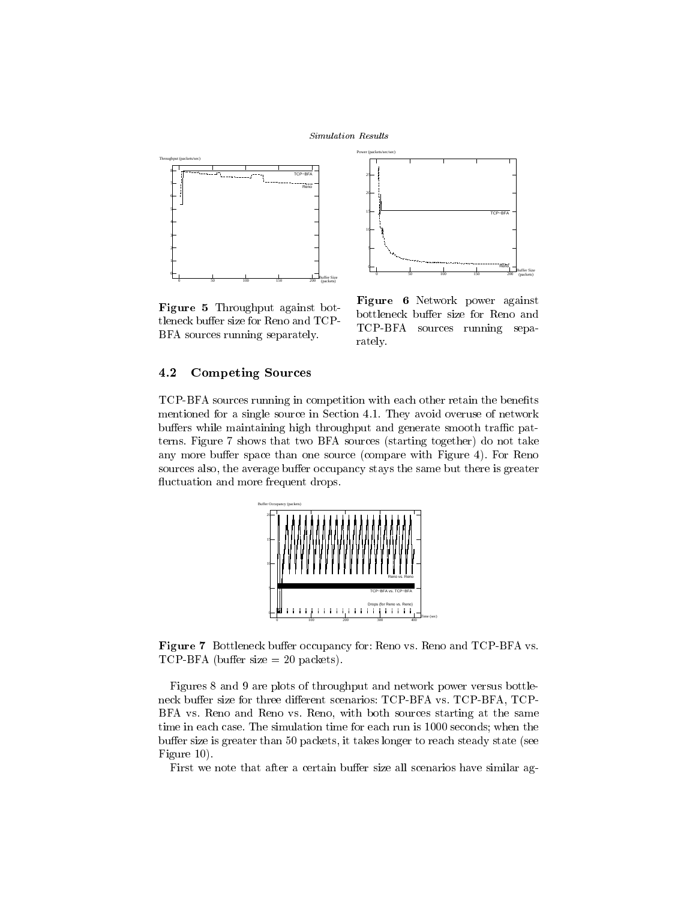**Figure 5** Throughput against bottleneck buffer size for Reno and TCP-BFA sources running separately.

**Figure 6** Network power against bottleneck buffer size for Reno and TCP-BFA sources running separately.

## 4.2 Competing Sources

TCP-BFA sources running in competition with each other retain the benefits mentioned for a single source in Section 4.1. They avoid overuse of network buffers while maintaining high throughput and generate smooth traffic patterns. Figure 7 shows that two BFA sources (starting together) do not take any more buffer space than one source (compare with Figure 4). For Reno sources also, the average buffer occupancy stays the same but there is greater fluctuation and more frequent drops.

**Figure 7** Bottleneck buffer occupancy for: Reno vs. Reno and TCP-BFA vs. TCP-BFA (buffer size = 20 packets).

Figures 8 and 9 are plots of throughput and network power versus bottleneck buffer size for three different scenarios: TCP-BFA vs. TCP-BFA, TCP-BFA vs. Reno and Reno vs. Reno, with both sources starting at the same time in each case. The simulation time for each run is 1000 seconds; when the buffer size is greater than 50 packets, it takes longer to reach steady state (see Figure 10).

First we note that after a certain buffer size all scenarios have similar ag-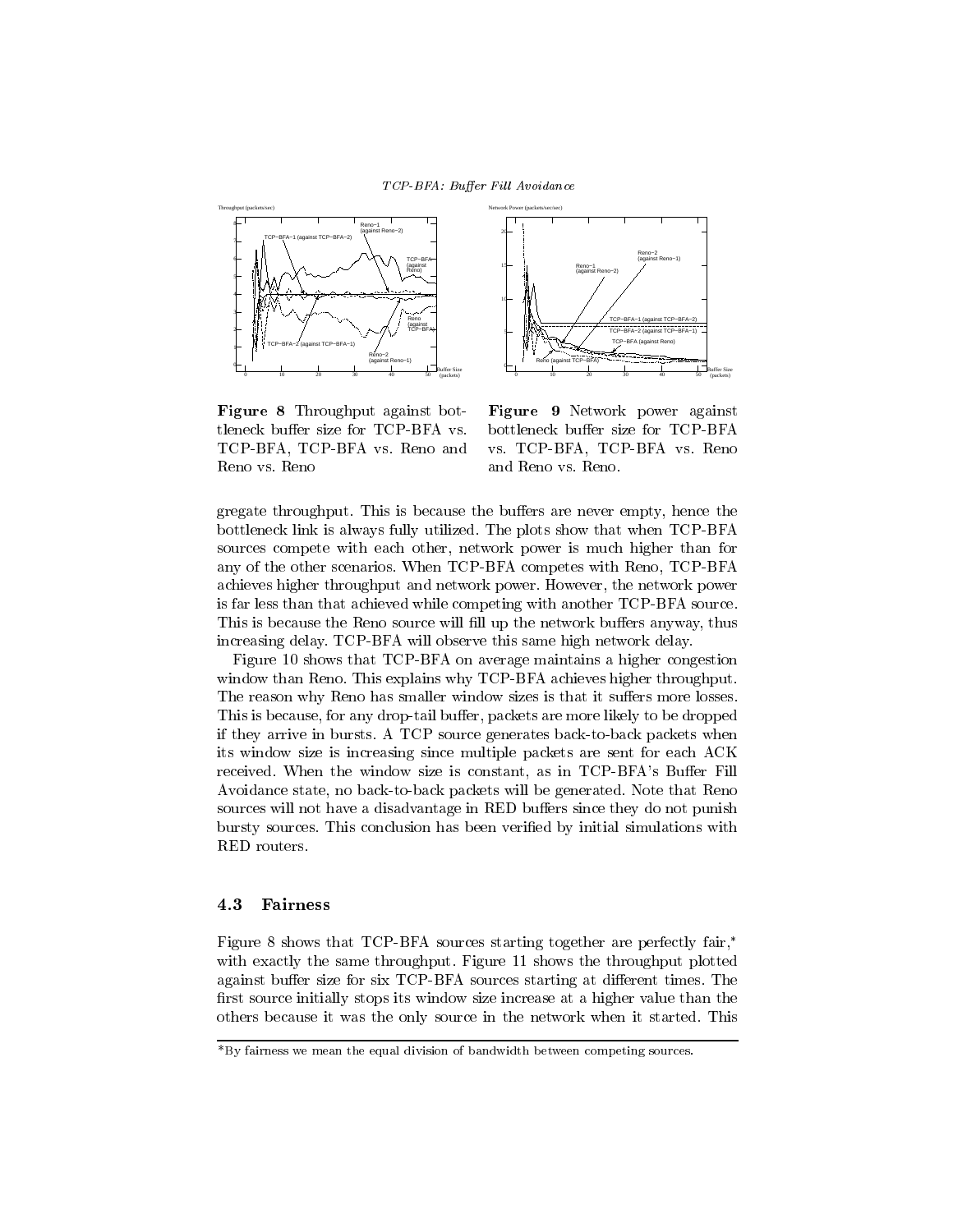Throughput (packets/sec)

TCP−BFA−1 (against TCP−BFA−2)

Reno−1 (against Reno−2)

TCP−BFA (against Reno)

Reno (against TCP−BFA)

TCP−BFA−2 (against TCP−BFA−1)

Reno−2 (against Reno−1)

0 10 20 30 40 50

Buffer Size (packets)

**Figure 8** Throughput against bottleneck buffer size for TCP-BFA vs. TCP-BFA, TCP-BFA vs. Reno and Reno vs. Reno

Network Power (packets/sec/sec)

20

15

10

5

0

Reno−2 (against Reno−1)

Reno−1 (against Reno−2)

TCP−BFA−1 (against TCP−BFA−2)

TCP−BFA−2 (against TCP−BFA−1)

TCP−BFA (against Reno)

Reno (against TCP−BFA)

0 10 20 30 40 50

Buffer Size (packets)

**Figure 9** Network power against bottleneck buffer size for TCP-BFA vs. TCP-BFA, TCP-BFA vs. Reno and Reno vs. Reno.

gregate throughput. This is because the buffers are never empty, hence the bottleneck link is always fully utilized. The plots show that when TCP-BFA sources compete with each other, network power is much higher than for any of the other scenarios. When TCP-BFA competes with Reno, TCP-BFA achieves higher throughput and network power. However, the network power is far less than that achieved while competing with another TCP-BFA source. This is because the Reno source will fill up the network buffers anyway, thus increasing delay. TCP-BFA will observe this same high network delay.

Figure 10 shows that TCP-BFA on average maintains a higher congestion window than Reno. This explains why TCP-BFA achieves higher throughput. The reason why Reno has smaller window sizes is that it suffers more losses. This is because, for any drop-tail buffer, packets are more likely to be dropped if they arrive in bursts. A TCP source generates back-to-back packets when its window size is increasing since multiple packets are sent for each ACK received. When the window size is constant, as in TCP-BFA's Buffer Fill Avoidance state, no back-to-back packets will be generated. Note that Reno sources will not have a disadvantage in RED buffers since they do not punish bursty sources. This conclusion has been verified by initial simulations with RED routers.

### 4.3 Fairness

Figure 8 shows that TCP-BFA sources starting together are perfectly fair,* with exactly the same throughput. Figure 11 shows the throughput plotted against buffer size for six TCP-BFA sources starting at different times. The first source initially stops its window size increase at a higher value than the others because it was the only source in the network when it started. This

*By fairness we mean the equal division of bandwidth between competing sources.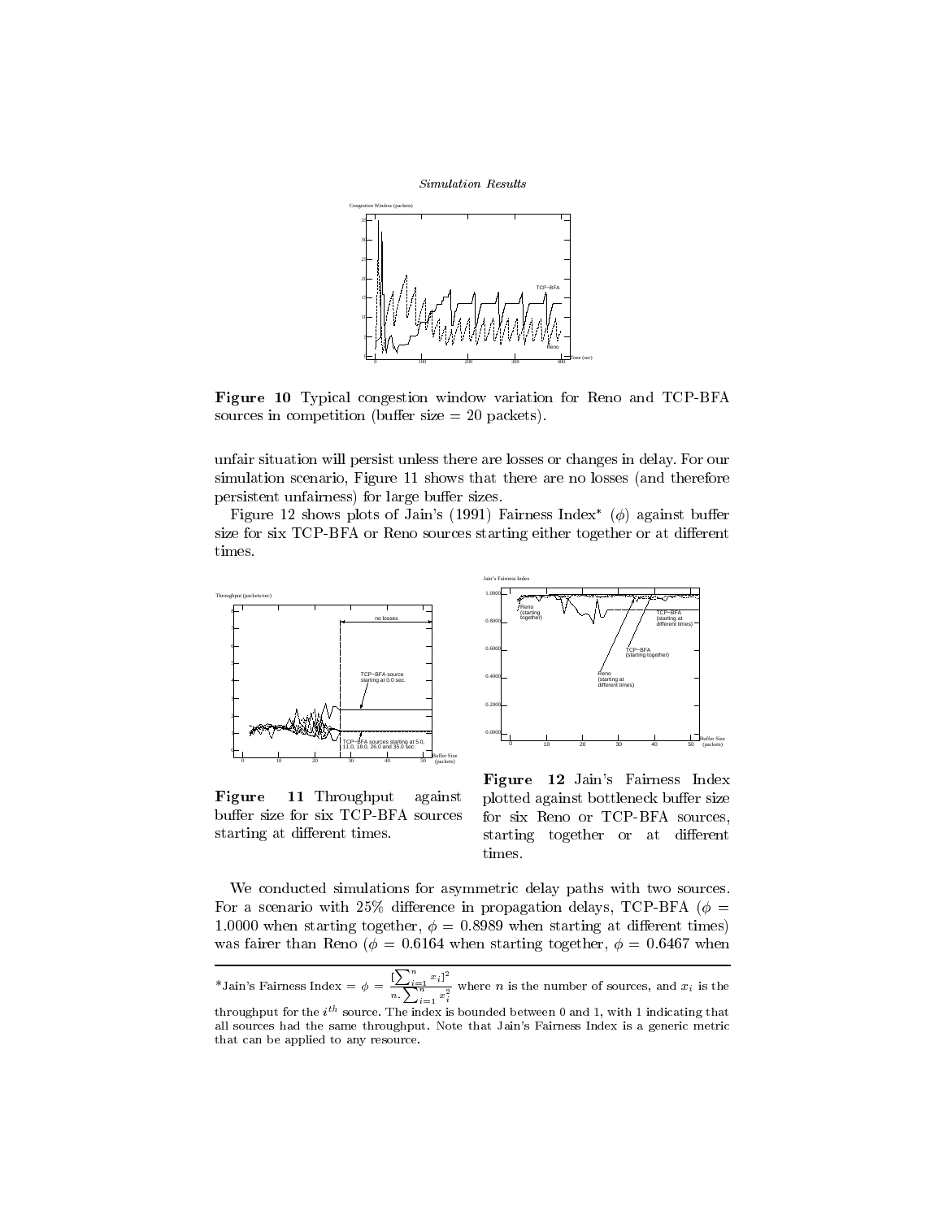**Figure 10** Typical congestion window variation for Reno and TCP-BFA sources in competition (buffer size = 20 packets).

unfair situation will persist unless there are losses or changes in delay. For our simulation scenario, Figure 11 shows that there are no losses (and therefore persistent unfairness) for large buffer sizes.

Figure 12 shows plots of Jain's (1991) Fairness Index* ($\phi$) against buffer size for six TCP-BFA or Reno sources starting either together or at different times.

**Figure 11** Throughput against buffer size for six TCP-BFA sources starting at different times.

**Figure 12** Jain's Fairness Index plotted against bottleneck buffer size for six Reno or TCP-BFA sources, starting together or at different times.

We conducted simulations for asymmetric delay paths with two sources. For a scenario with 25% difference in propagation delays, TCP-BFA ($\phi$ = 1.0000 when starting together, $\phi$ = 0.8989 when starting at different times) was fairer than Reno ($\phi$ = 0.6164 when starting together, $\phi$ = 0.6467 when

---

*Jain's Fairness Index = $\phi = \dfrac{[\sum_{i=1}^{n} x_i]^2}{n.\sum_{i=1}^{n} x_i^2}$ where $n$ is the number of sources, and $x_i$ is the throughput for the $i^{th}$ source. The index is bounded between 0 and 1, with 1 indicating that all sources had the same throughput. Note that Jain's Fairness Index is a generic metric that can be applied to any resource.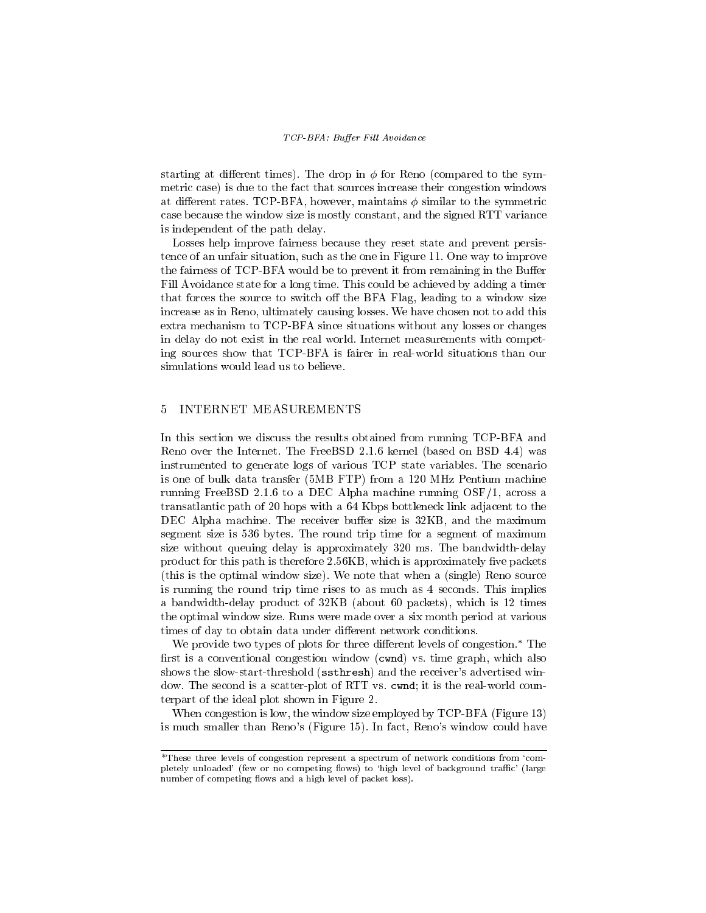starting at different times). The drop in $\phi$ for Reno (compared to the symmetric case) is due to the fact that sources increase their congestion windows at different rates. TCP-BFA, however, maintains $\phi$ similar to the symmetric case because the window size is mostly constant, and the signed RTT variance is independent of the path delay.

Losses help improve fairness because they reset state and prevent persistence of an unfair situation, such as the one in Figure 11. One way to improve the fairness of TCP-BFA would be to prevent it from remaining in the Buffer Fill Avoidance state for a long time. This could be achieved by adding a timer that forces the source to switch off the BFA Flag, leading to a window size increase as in Reno, ultimately causing losses. We have chosen not to add this extra mechanism to TCP-BFA since situations without any losses or changes in delay do not exist in the real world. Internet measurements with competing sources show that TCP-BFA is fairer in real-world situations than our simulations would lead us to believe.

## 5 INTERNET MEASUREMENTS

In this section we discuss the results obtained from running TCP-BFA and Reno over the Internet. The FreeBSD 2.1.6 kernel (based on BSD 4.4) was instrumented to generate logs of various TCP state variables. The scenario is one of bulk data transfer (5MB FTP) from a 120 MHz Pentium machine running FreeBSD 2.1.6 to a DEC Alpha machine running OSF/1, across a transatlantic path of 20 hops with a 64 Kbps bottleneck link adjacent to the DEC Alpha machine. The receiver buffer size is 32KB, and the maximum segment size is 536 bytes. The round trip time for a segment of maximum size without queuing delay is approximately 320 ms. The bandwidth-delay product for this path is therefore 2.56KB, which is approximately five packets (this is the optimal window size). We note that when a (single) Reno source is running the round trip time rises to as much as 4 seconds. This implies a bandwidth-delay product of 32KB (about 60 packets), which is 12 times the optimal window size. Runs were made over a six month period at various times of day to obtain data under different network conditions.

We provide two types of plots for three different levels of congestion.* The first is a conventional congestion window (`cwnd`) vs. time graph, which also shows the slow-start-threshold (`ssthresh`) and the receiver's advertised window. The second is a scatter-plot of RTT vs. `cwnd`; it is the real-world counterpart of the ideal plot shown in Figure 2.

When congestion is low, the window size employed by TCP-BFA (Figure 13) is much smaller than Reno's (Figure 15). In fact, Reno's window could have

---

*These three levels of congestion represent a spectrum of network conditions from 'completely unloaded' (few or no competing flows) to 'high level of background traffic' (large number of competing flows and a high level of packet loss).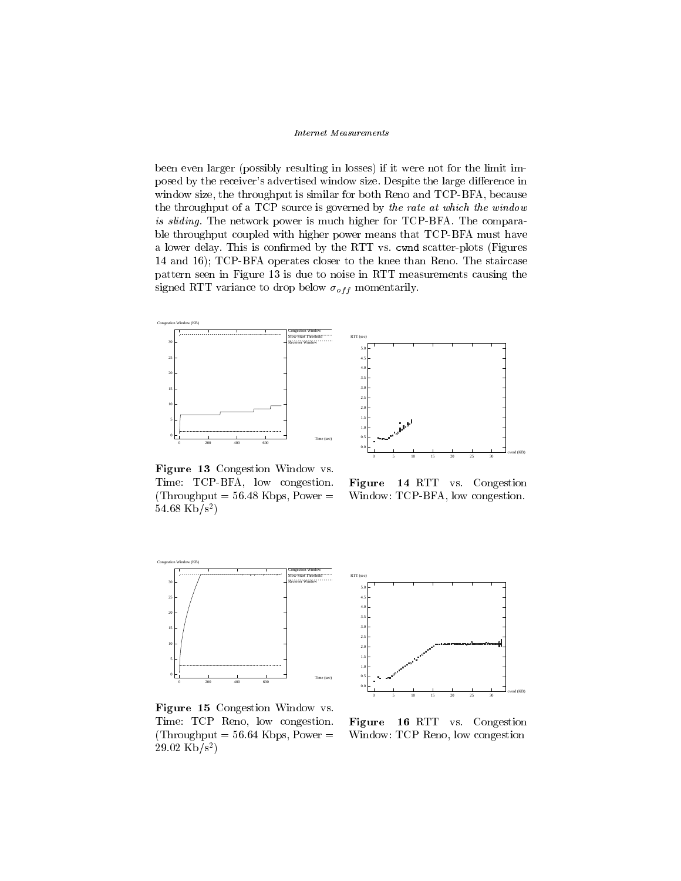been even larger (possibly resulting in losses) if it were not for the limit imposed by the receiver's advertised window size. Despite the large difference in window size, the throughput is similar for both Reno and TCP-BFA, because the throughput of a TCP source is governed by *the rate at which the window is sliding*. The network power is much higher for TCP-BFA. The comparable throughput coupled with higher power means that TCP-BFA must have a lower delay. This is confirmed by the RTT vs. `cwnd` scatter-plots (Figures 14 and 16); TCP-BFA operates closer to the knee than Reno. The staircase pattern seen in Figure 13 is due to noise in RTT measurements causing the signed RTT variance to drop below $\sigma_{off}$ momentarily.

**Figure 13** Congestion Window vs. Time: TCP-BFA, low congestion. (Throughput = 56.48 Kbps, Power = 54.68 Kb/s$^2$)

**Figure 14** RTT vs. Congestion Window: TCP-BFA, low congestion.

**Figure 15** Congestion Window vs. Time: TCP Reno, low congestion. (Throughput = 56.64 Kbps, Power = 29.02 Kb/s$^2$)

**Figure 16** RTT vs. Congestion Window: TCP Reno, low congestion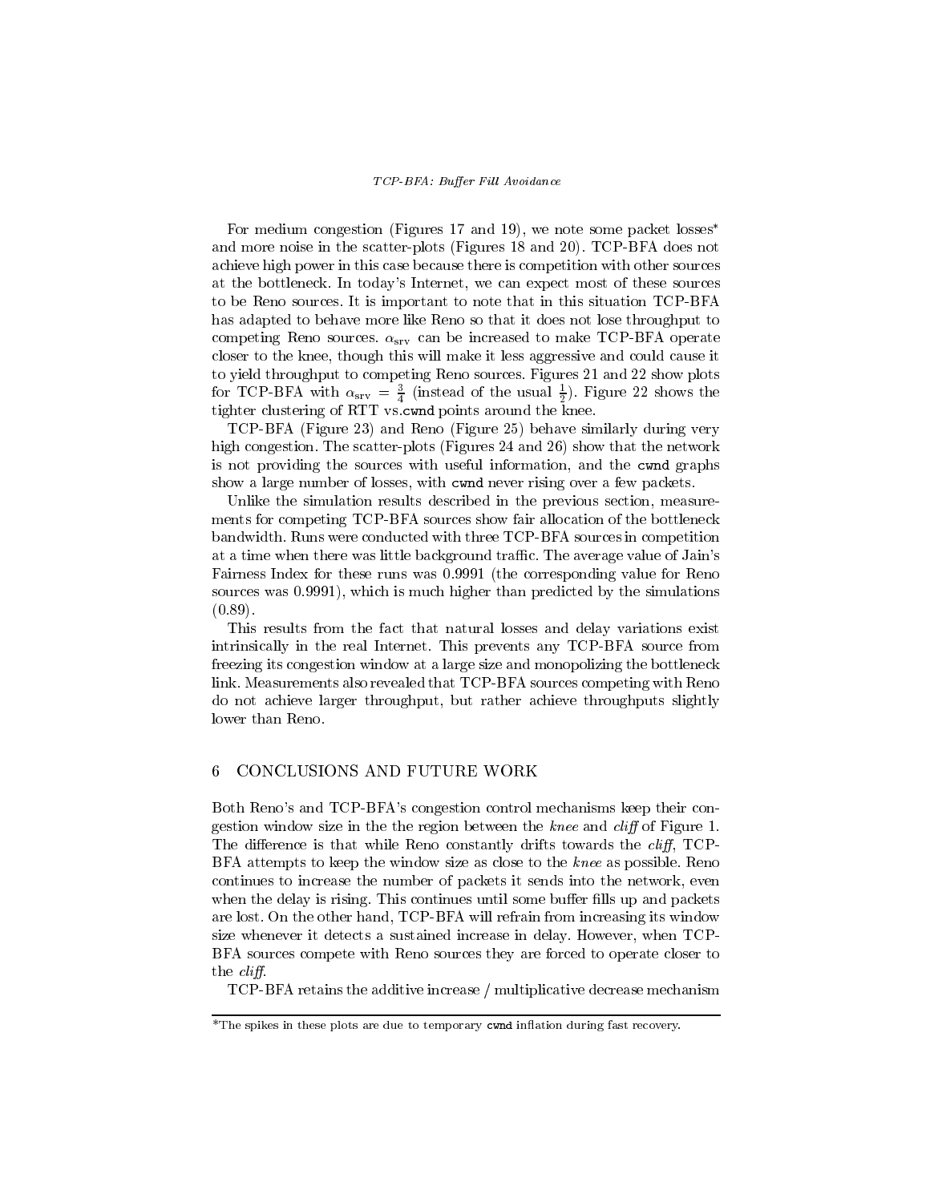For medium congestion (Figures 17 and 19), we note some packet losses* and more noise in the scatter-plots (Figures 18 and 20). TCP-BFA does not achieve high power in this case because there is competition with other sources at the bottleneck. In today's Internet, we can expect most of these sources to be Reno sources. It is important to note that in this situation TCP-BFA has adapted to behave more like Reno so that it does not lose throughput to competing Reno sources. $\alpha_{\text{srv}}$ can be increased to make TCP-BFA operate closer to the knee, though this will make it less aggressive and could cause it to yield throughput to competing Reno sources. Figures 21 and 22 show plots for TCP-BFA with $\alpha_{\text{srv}} = \frac{3}{4}$ (instead of the usual $\frac{1}{2}$). Figure 22 shows the tighter clustering of RTT vs.`cwnd` points around the knee.

TCP-BFA (Figure 23) and Reno (Figure 25) behave similarly during very high congestion. The scatter-plots (Figures 24 and 26) show that the network is not providing the sources with useful information, and the `cwnd` graphs show a large number of losses, with `cwnd` never rising over a few packets.

Unlike the simulation results described in the previous section, measurements for competing TCP-BFA sources show fair allocation of the bottleneck bandwidth. Runs were conducted with three TCP-BFA sources in competition at a time when there was little background traffic. The average value of Jain's Fairness Index for these runs was 0.9991 (the corresponding value for Reno sources was 0.9991), which is much higher than predicted by the simulations (0.89).

This results from the fact that natural losses and delay variations exist intrinsically in the real Internet. This prevents any TCP-BFA source from freezing its congestion window at a large size and monopolizing the bottleneck link. Measurements also revealed that TCP-BFA sources competing with Reno do not achieve larger throughput, but rather achieve throughputs slightly lower than Reno.

## 6 CONCLUSIONS AND FUTURE WORK

Both Reno's and TCP-BFA's congestion control mechanisms keep their congestion window size in the the region between the *knee* and *cliff* of Figure 1. The difference is that while Reno constantly drifts towards the *cliff*, TCP-BFA attempts to keep the window size as close to the *knee* as possible. Reno continues to increase the number of packets it sends into the network, even when the delay is rising. This continues until some buffer fills up and packets are lost. On the other hand, TCP-BFA will refrain from increasing its window size whenever it detects a sustained increase in delay. However, when TCP-BFA sources compete with Reno sources they are forced to operate closer to the *cliff*.

TCP-BFA retains the additive increase / multiplicative decrease mechanism

*The spikes in these plots are due to temporary `cwnd` inflation during fast recovery.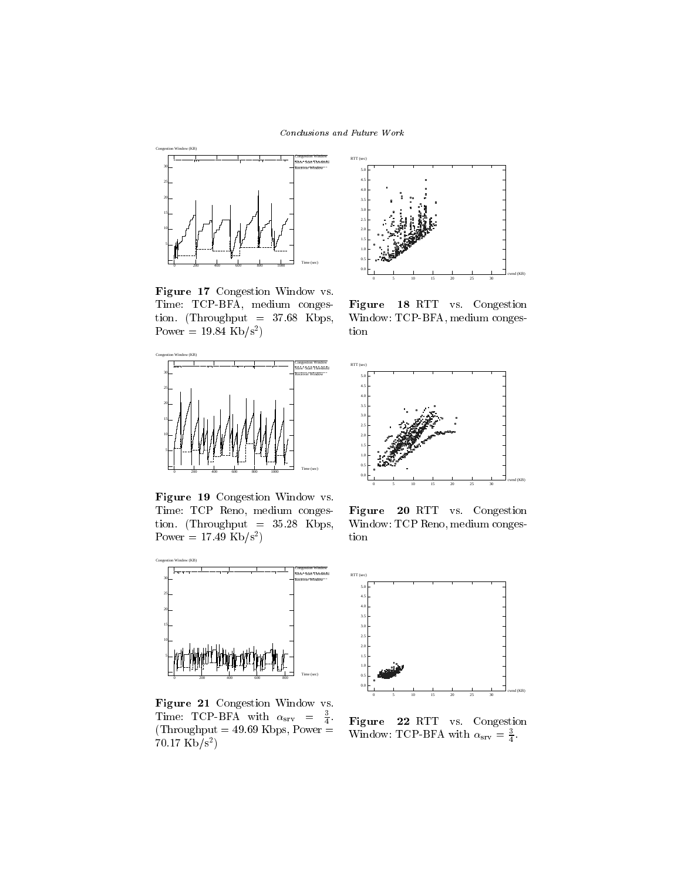**Figure 17** Congestion Window vs. Time: TCP-BFA, medium congestion. (Throughput = 37.68 Kbps, Power = 19.84 Kb/s$^2$)

**Figure 18** RTT vs. Congestion Window: TCP-BFA, medium congestion

**Figure 19** Congestion Window vs. Time: TCP Reno, medium congestion. (Throughput = 35.28 Kbps, Power = 17.49 Kb/s$^2$)

**Figure 20** RTT vs. Congestion Window: TCP Reno, medium congestion

**Figure 21** Congestion Window vs. Time: TCP-BFA with $\alpha_{\rm srv} = \frac{3}{4}$. (Throughput = 49.69 Kbps, Power = 70.17 Kb/s$^2$)

**Figure 22** RTT vs. Congestion Window: TCP-BFA with $\alpha_{\rm srv} = \frac{3}{4}$.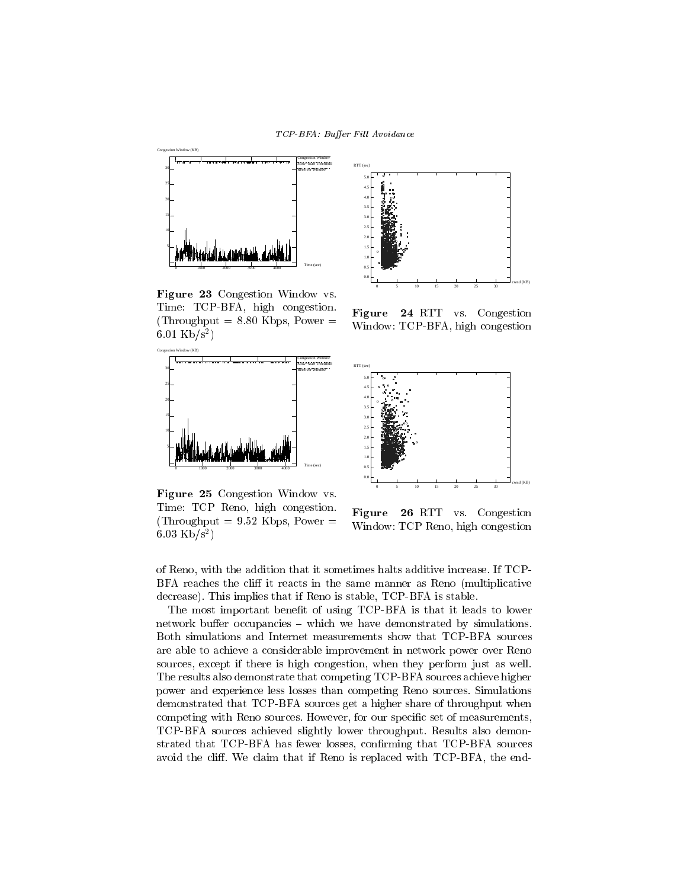**Figure 23** Congestion Window vs. Time: TCP-BFA, high congestion. (Throughput = 8.80 Kbps, Power = 6.01 Kb/s$^2$)

**Figure 24** RTT vs. Congestion Window: TCP-BFA, high congestion

**Figure 25** Congestion Window vs. Time: TCP Reno, high congestion. (Throughput = 9.52 Kbps, Power = 6.03 Kb/s$^2$)

**Figure 26** RTT vs. Congestion Window: TCP Reno, high congestion

of Reno, with the addition that it sometimes halts additive increase. If TCP-BFA reaches the cliff it reacts in the same manner as Reno (multiplicative decrease). This implies that if Reno is stable, TCP-BFA is stable.

The most important benefit of using TCP-BFA is that it leads to lower network buffer occupancies – which we have demonstrated by simulations. Both simulations and Internet measurements show that TCP-BFA sources are able to achieve a considerable improvement in network power over Reno sources, except if there is high congestion, when they perform just as well. The results also demonstrate that competing TCP-BFA sources achieve higher power and experience less losses than competing Reno sources. Simulations demonstrated that TCP-BFA sources get a higher share of throughput when competing with Reno sources. However, for our specific set of measurements, TCP-BFA sources achieved slightly lower throughput. Results also demonstrated that TCP-BFA has fewer losses, confirming that TCP-BFA sources avoid the cliff. We claim that if Reno is replaced with TCP-BFA, the end-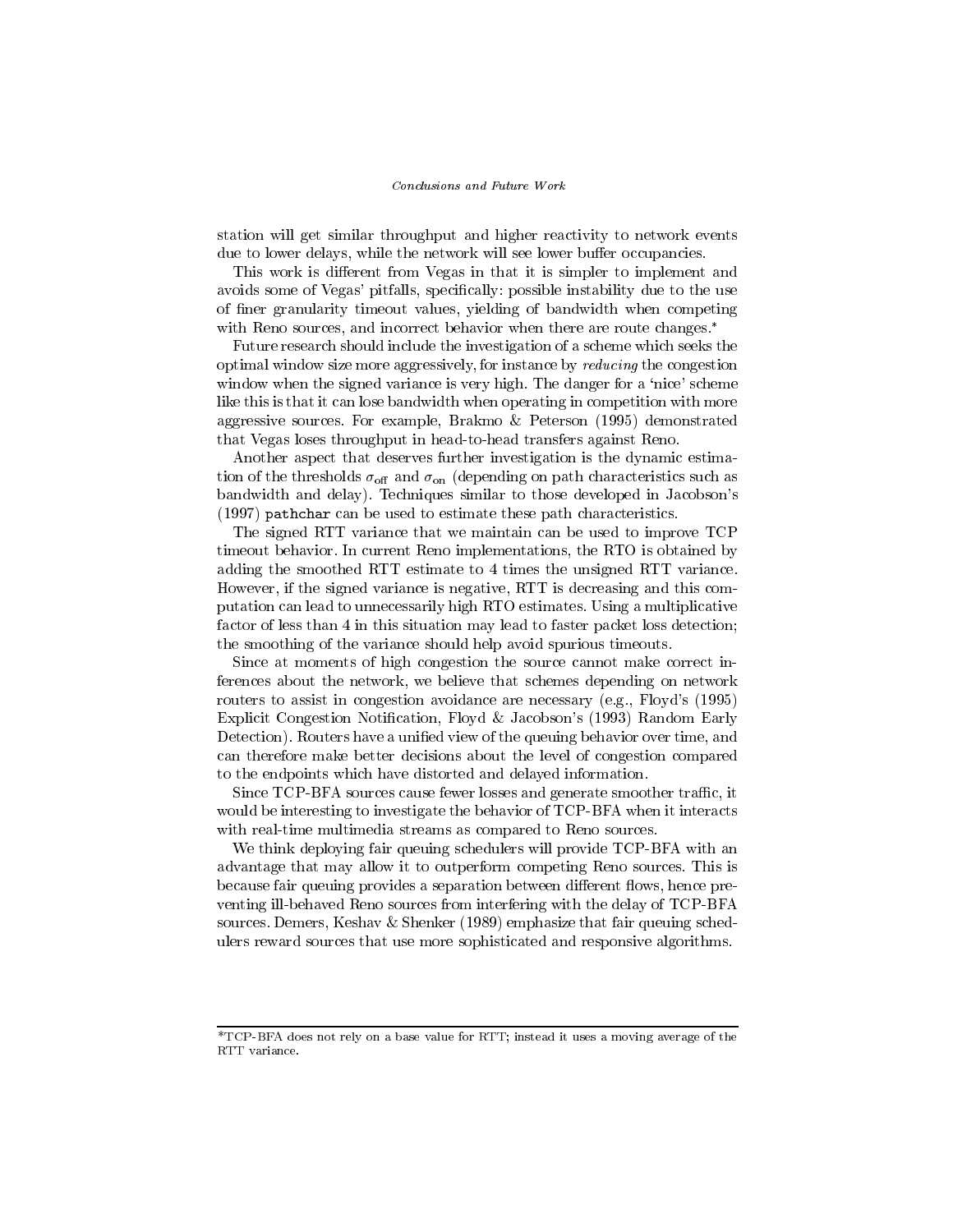station will get similar throughput and higher reactivity to network events due to lower delays, while the network will see lower buffer occupancies.

This work is different from Vegas in that it is simpler to implement and avoids some of Vegas' pitfalls, specifically: possible instability due to the use of finer granularity timeout values, yielding of bandwidth when competing with Reno sources, and incorrect behavior when there are route changes.*

Future research should include the investigation of a scheme which seeks the optimal window size more aggressively, for instance by *reducing* the congestion window when the signed variance is very high. The danger for a 'nice' scheme like this is that it can lose bandwidth when operating in competition with more aggressive sources. For example, Brakmo & Peterson (1995) demonstrated that Vegas loses throughput in head-to-head transfers against Reno.

Another aspect that deserves further investigation is the dynamic estimation of the thresholds $\sigma_{\text{off}}$ and $\sigma_{\text{on}}$ (depending on path characteristics such as bandwidth and delay). Techniques similar to those developed in Jacobson's (1997) `pathchar` can be used to estimate these path characteristics.

The signed RTT variance that we maintain can be used to improve TCP timeout behavior. In current Reno implementations, the RTO is obtained by adding the smoothed RTT estimate to 4 times the unsigned RTT variance. However, if the signed variance is negative, RTT is decreasing and this computation can lead to unnecessarily high RTO estimates. Using a multiplicative factor of less than 4 in this situation may lead to faster packet loss detection; the smoothing of the variance should help avoid spurious timeouts.

Since at moments of high congestion the source cannot make correct inferences about the network, we believe that schemes depending on network routers to assist in congestion avoidance are necessary (e.g., Floyd's (1995) Explicit Congestion Notification, Floyd & Jacobson's (1993) Random Early Detection). Routers have a unified view of the queuing behavior over time, and can therefore make better decisions about the level of congestion compared to the endpoints which have distorted and delayed information.

Since TCP-BFA sources cause fewer losses and generate smoother traffic, it would be interesting to investigate the behavior of TCP-BFA when it interacts with real-time multimedia streams as compared to Reno sources.

We think deploying fair queuing schedulers will provide TCP-BFA with an advantage that may allow it to outperform competing Reno sources. This is because fair queuing provides a separation between different flows, hence preventing ill-behaved Reno sources from interfering with the delay of TCP-BFA sources. Demers, Keshav & Shenker (1989) emphasize that fair queuing schedulers reward sources that use more sophisticated and responsive algorithms.

---

*TCP-BFA does not rely on a base value for RTT; instead it uses a moving average of the RTT variance.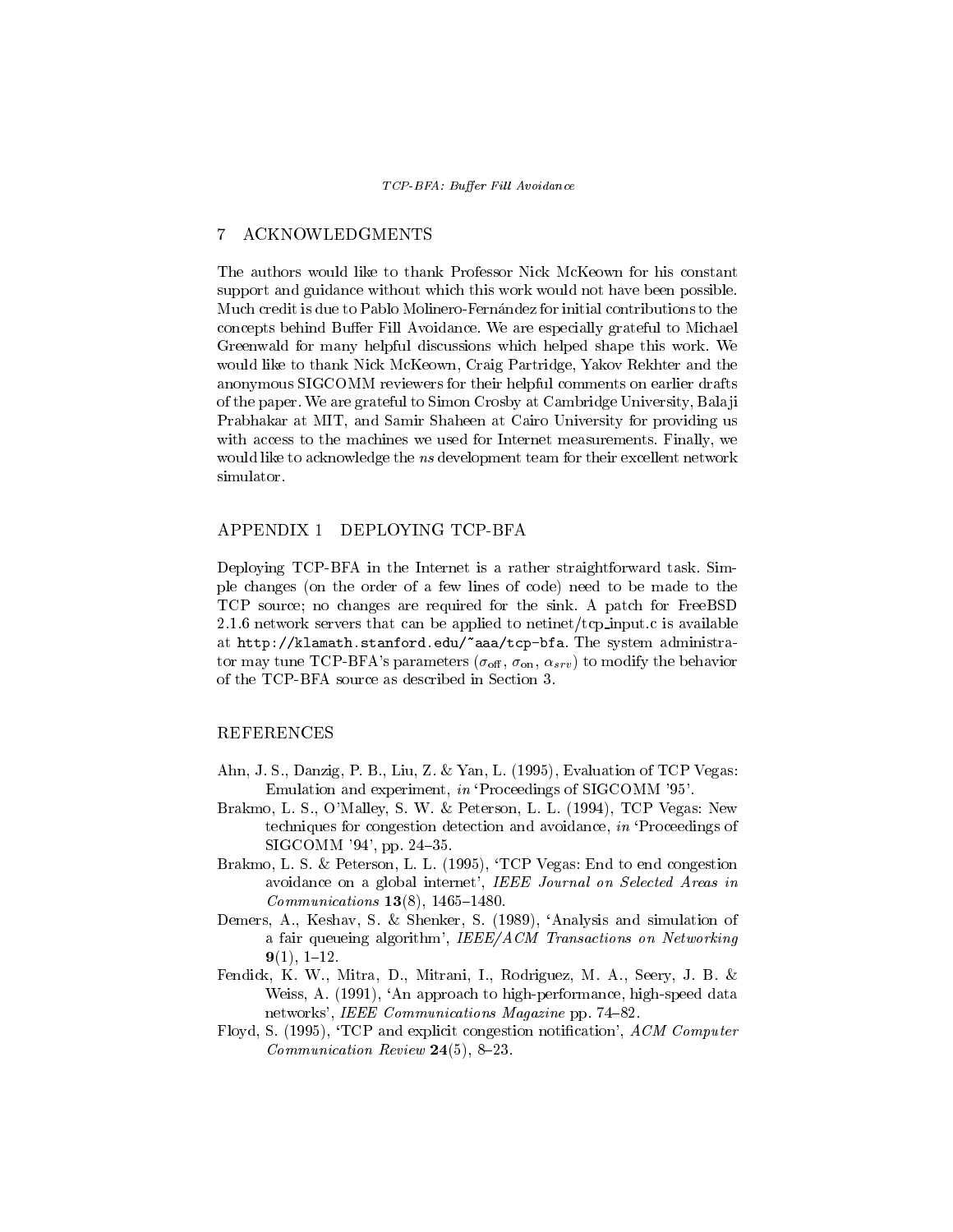## 7 ACKNOWLEDGMENTS

The authors would like to thank Professor Nick McKeown for his constant support and guidance without which this work would not have been possible. Much credit is due to Pablo Molinero-Fernández for initial contributions to the concepts behind Buffer Fill Avoidance. We are especially grateful to Michael Greenwald for many helpful discussions which helped shape this work. We would like to thank Nick McKeown, Craig Partridge, Yakov Rekhter and the anonymous SIGCOMM reviewers for their helpful comments on earlier drafts of the paper. We are grateful to Simon Crosby at Cambridge University, Balaji Prabhakar at MIT, and Samir Shaheen at Cairo University for providing us with access to the machines we used for Internet measurements. Finally, we would like to acknowledge the *ns* development team for their excellent network simulator.

## APPENDIX 1 DEPLOYING TCP-BFA

Deploying TCP-BFA in the Internet is a rather straightforward task. Simple changes (on the order of a few lines of code) need to be made to the TCP source; no changes are required for the sink. A patch for FreeBSD 2.1.6 network servers that can be applied to netinet/tcp_input.c is available at `http://klamath.stanford.edu/~aaa/tcp-bfa`. The system administrator may tune TCP-BFA's parameters ($\sigma_{\text{off}}$, $\sigma_{\text{on}}$, $\alpha_{srv}$) to modify the behavior of the TCP-BFA source as described in Section 3.

## REFERENCES

Ahn, J. S., Danzig, P. B., Liu, Z. & Yan, L. (1995), Evaluation of TCP Vegas: Emulation and experiment, *in* 'Proceedings of SIGCOMM '95'.

Brakmo, L. S., O'Malley, S. W. & Peterson, L. L. (1994), TCP Vegas: New techniques for congestion detection and avoidance, *in* 'Proceedings of SIGCOMM '94', pp. 24–35.

Brakmo, L. S. & Peterson, L. L. (1995), 'TCP Vegas: End to end congestion avoidance on a global internet', *IEEE Journal on Selected Areas in Communications* **13**(8), 1465–1480.

Demers, A., Keshav, S. & Shenker, S. (1989), 'Analysis and simulation of a fair queueing algorithm', *IEEE/ACM Transactions on Networking* **9**(1), 1–12.

Fendick, K. W., Mitra, D., Mitrani, I., Rodriguez, M. A., Seery, J. B. & Weiss, A. (1991), 'An approach to high-performance, high-speed data networks', *IEEE Communications Magazine* pp. 74–82.

Floyd, S. (1995), 'TCP and explicit congestion notification', *ACM Computer Communication Review* **24**(5), 8–23.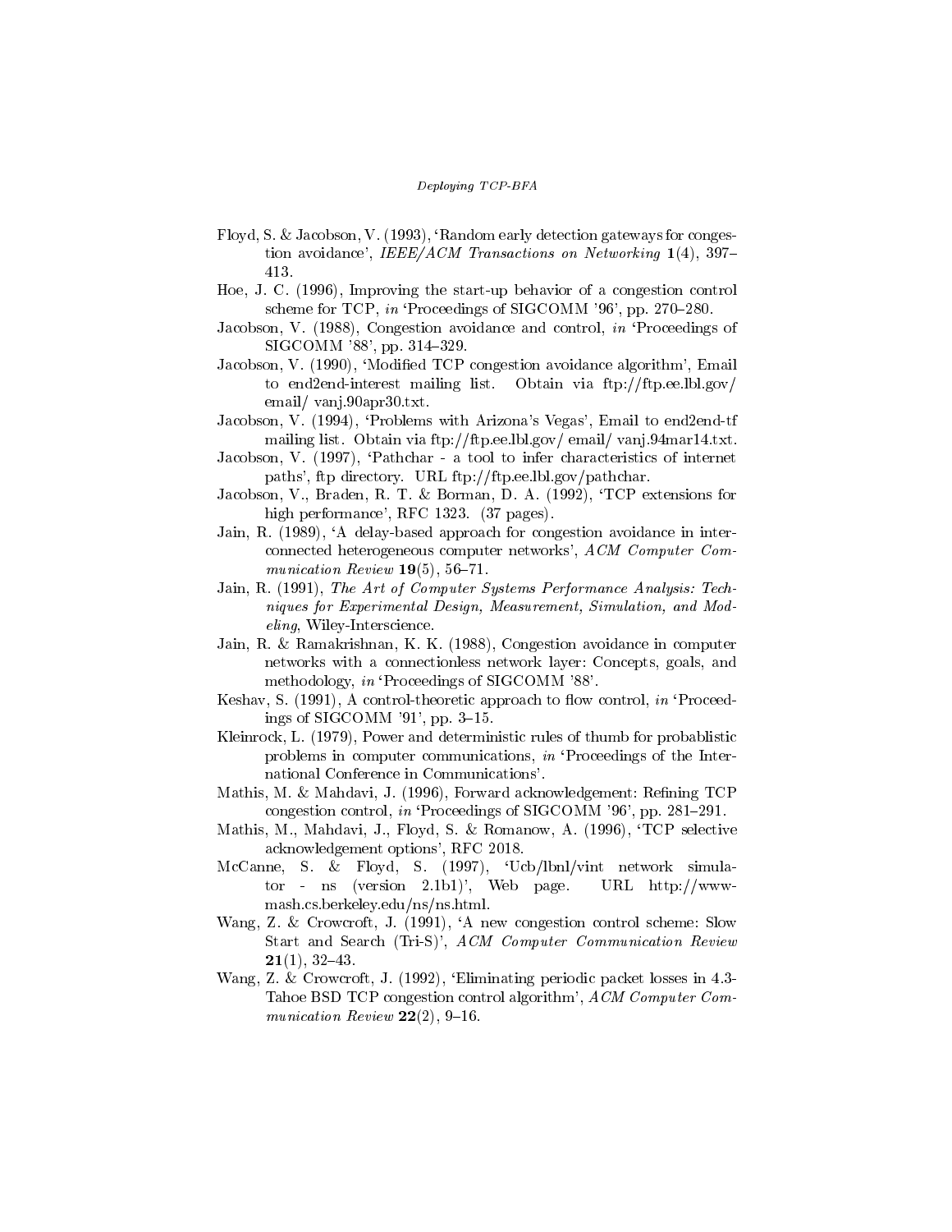Floyd, S. & Jacobson, V. (1993), 'Random early detection gateways for congestion avoidance', *IEEE/ACM Transactions on Networking* **1**(4), 397–413.

Hoe, J. C. (1996), Improving the start-up behavior of a congestion control scheme for TCP, *in* 'Proceedings of SIGCOMM '96', pp. 270–280.

Jacobson, V. (1988), Congestion avoidance and control, *in* 'Proceedings of SIGCOMM '88', pp. 314–329.

Jacobson, V. (1990), 'Modified TCP congestion avoidance algorithm', Email to end2end-interest mailing list. Obtain via ftp://ftp.ee.lbl.gov/email/ vanj.90apr30.txt.

Jacobson, V. (1994), 'Problems with Arizona's Vegas', Email to end2end-tf mailing list. Obtain via ftp://ftp.ee.lbl.gov/ email/ vanj.94mar14.txt.

Jacobson, V. (1997), 'Pathchar - a tool to infer characteristics of internet paths', ftp directory. URL ftp://ftp.ee.lbl.gov/pathchar.

Jacobson, V., Braden, R. T. & Borman, D. A. (1992), 'TCP extensions for high performance', RFC 1323. (37 pages).

Jain, R. (1989), 'A delay-based approach for congestion avoidance in interconnected heterogeneous computer networks', *ACM Computer Communication Review* **19**(5), 56–71.

Jain, R. (1991), *The Art of Computer Systems Performance Analysis: Techniques for Experimental Design, Measurement, Simulation, and Modeling*, Wiley-Interscience.

Jain, R. & Ramakrishnan, K. K. (1988), Congestion avoidance in computer networks with a connectionless network layer: Concepts, goals, and methodology, *in* 'Proceedings of SIGCOMM '88'.

Keshav, S. (1991), A control-theoretic approach to flow control, *in* 'Proceedings of SIGCOMM '91', pp. 3–15.

Kleinrock, L. (1979), Power and deterministic rules of thumb for probablistic problems in computer communications, *in* 'Proceedings of the International Conference in Communications'.

Mathis, M. & Mahdavi, J. (1996), Forward acknowledgement: Refining TCP congestion control, *in* 'Proceedings of SIGCOMM '96', pp. 281–291.

Mathis, M., Mahdavi, J., Floyd, S. & Romanow, A. (1996), 'TCP selective acknowledgement options', RFC 2018.

McCanne, S. & Floyd, S. (1997), 'Ucb/lbnl/vint network simulator - ns (version 2.1b1)', Web page. URL http://www-mash.cs.berkeley.edu/ns/ns.html.

Wang, Z. & Crowcroft, J. (1991), 'A new congestion control scheme: Slow Start and Search (Tri-S)', *ACM Computer Communication Review* **21**(1), 32–43.

Wang, Z. & Crowcroft, J. (1992), 'Eliminating periodic packet losses in 4.3-Tahoe BSD TCP congestion control algorithm', *ACM Computer Communication Review* **22**(2), 9–16.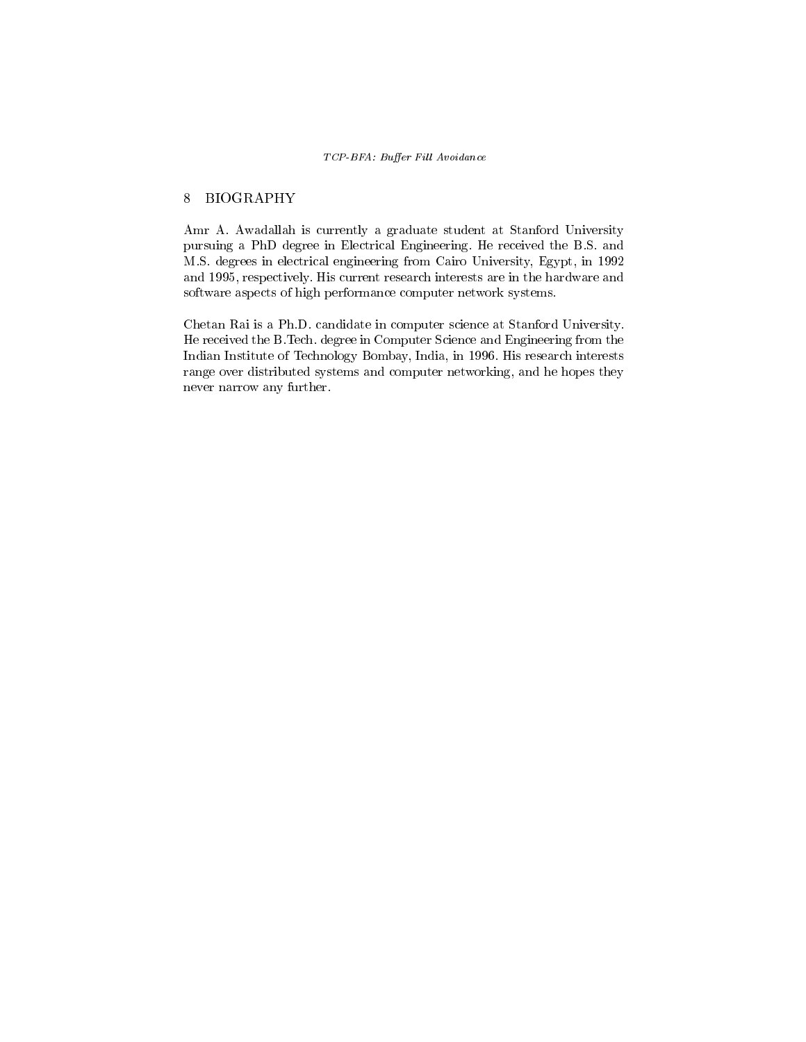## 8 BIOGRAPHY

Amr A. Awadallah is currently a graduate student at Stanford University pursuing a PhD degree in Electrical Engineering. He received the B.S. and M.S. degrees in electrical engineering from Cairo University, Egypt, in 1992 and 1995, respectively. His current research interests are in the hardware and software aspects of high performance computer network systems.

Chetan Rai is a Ph.D. candidate in computer science at Stanford University. He received the B.Tech. degree in Computer Science and Engineering from the Indian Institute of Technology Bombay, India, in 1996. His research interests range over distributed systems and computer networking, and he hopes they never narrow any further.